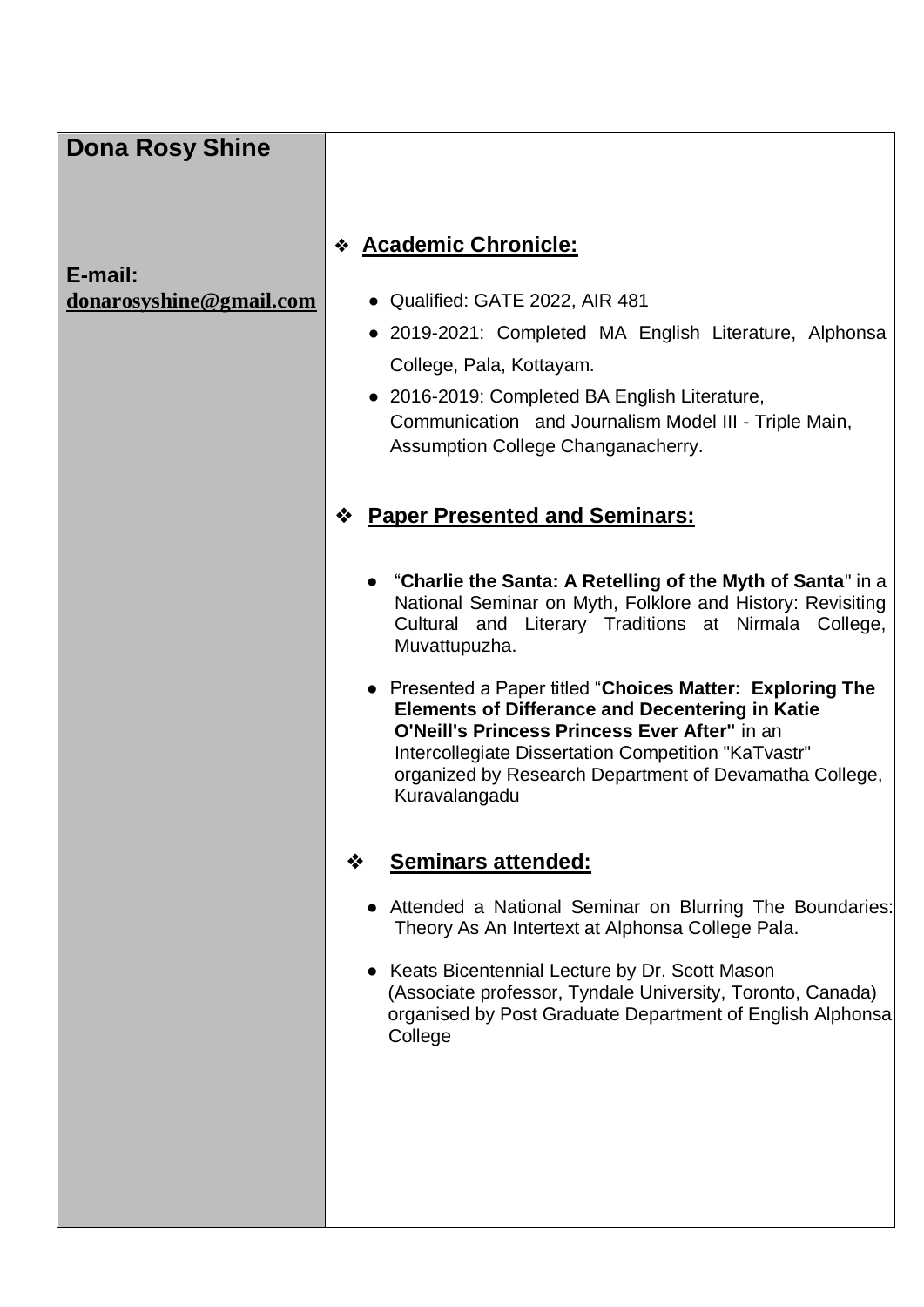# Dona Rosy Shine

**E-mail:**
**donarosyshine@gmail.com**

## ❖ Academic Chronicle:

- Qualified: GATE 2022, AIR 481
- 2019-2021: Completed MA English Literature, Alphonsa College, Pala, Kottayam.
- 2016-2019: Completed BA English Literature, Communication and Journalism Model III - Triple Main, Assumption College Changanacherry.

## ❖ Paper Presented and Seminars:

- "**Charlie the Santa: A Retelling of the Myth of Santa**" in a National Seminar on Myth, Folklore and History: Revisiting Cultural and Literary Traditions at Nirmala College, Muvattupuzha.
- Presented a Paper titled "**Choices Matter: Exploring The Elements of Differance and Decentering in Katie O'Neill's Princess Princess Ever After"** in an Intercollegiate Dissertation Competition "KaTvastr" organized by Research Department of Devamatha College, Kuravalangadu

## ❖ Seminars attended:

- Attended a National Seminar on Blurring The Boundaries: Theory As An Intertext at Alphonsa College Pala.
- Keats Bicentennial Lecture by Dr. Scott Mason (Associate professor, Tyndale University, Toronto, Canada) organised by Post Graduate Department of English Alphonsa College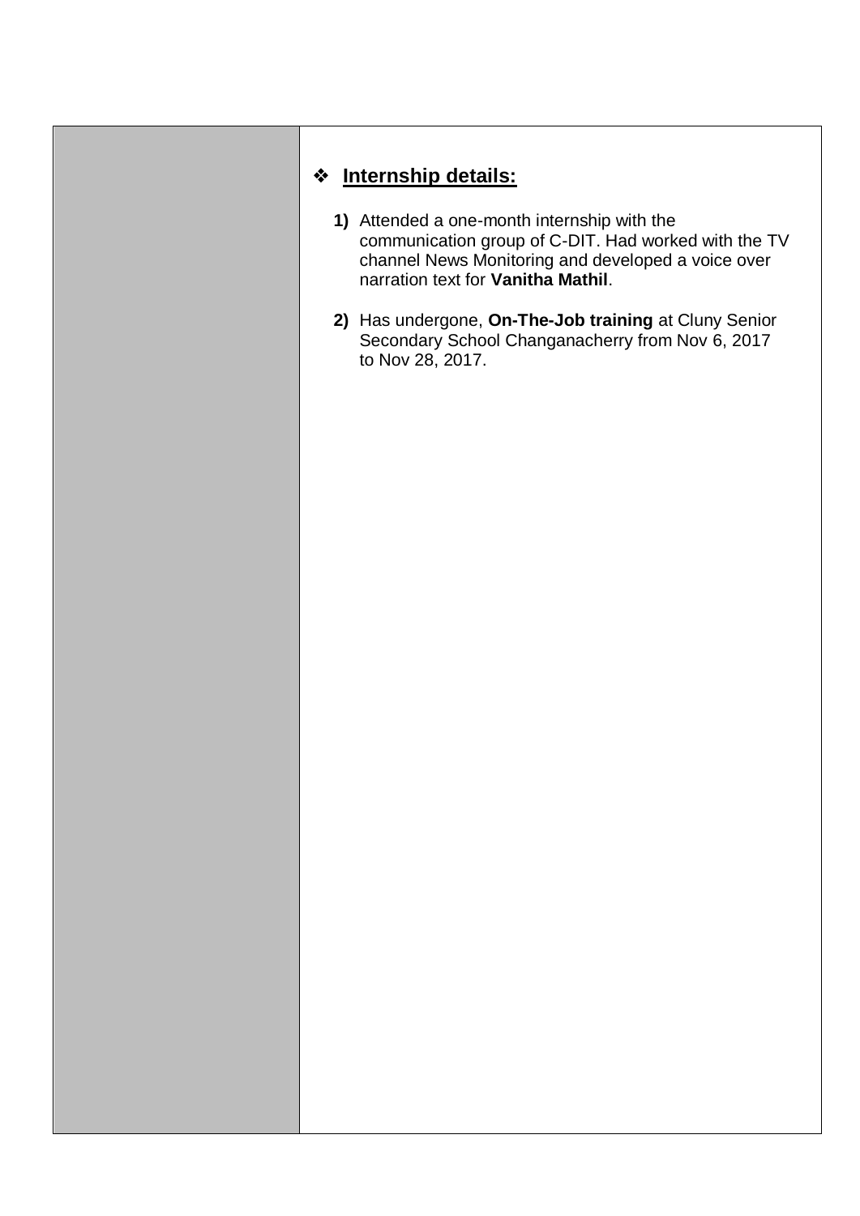## ❖ Internship details:

1) Attended a one-month internship with the communication group of C-DIT. Had worked with the TV channel News Monitoring and developed a voice over narration text for **Vanitha Mathil**.

2) Has undergone, **On-The-Job training** at Cluny Senior Secondary School Changanacherry from Nov 6, 2017 to Nov 28, 2017.